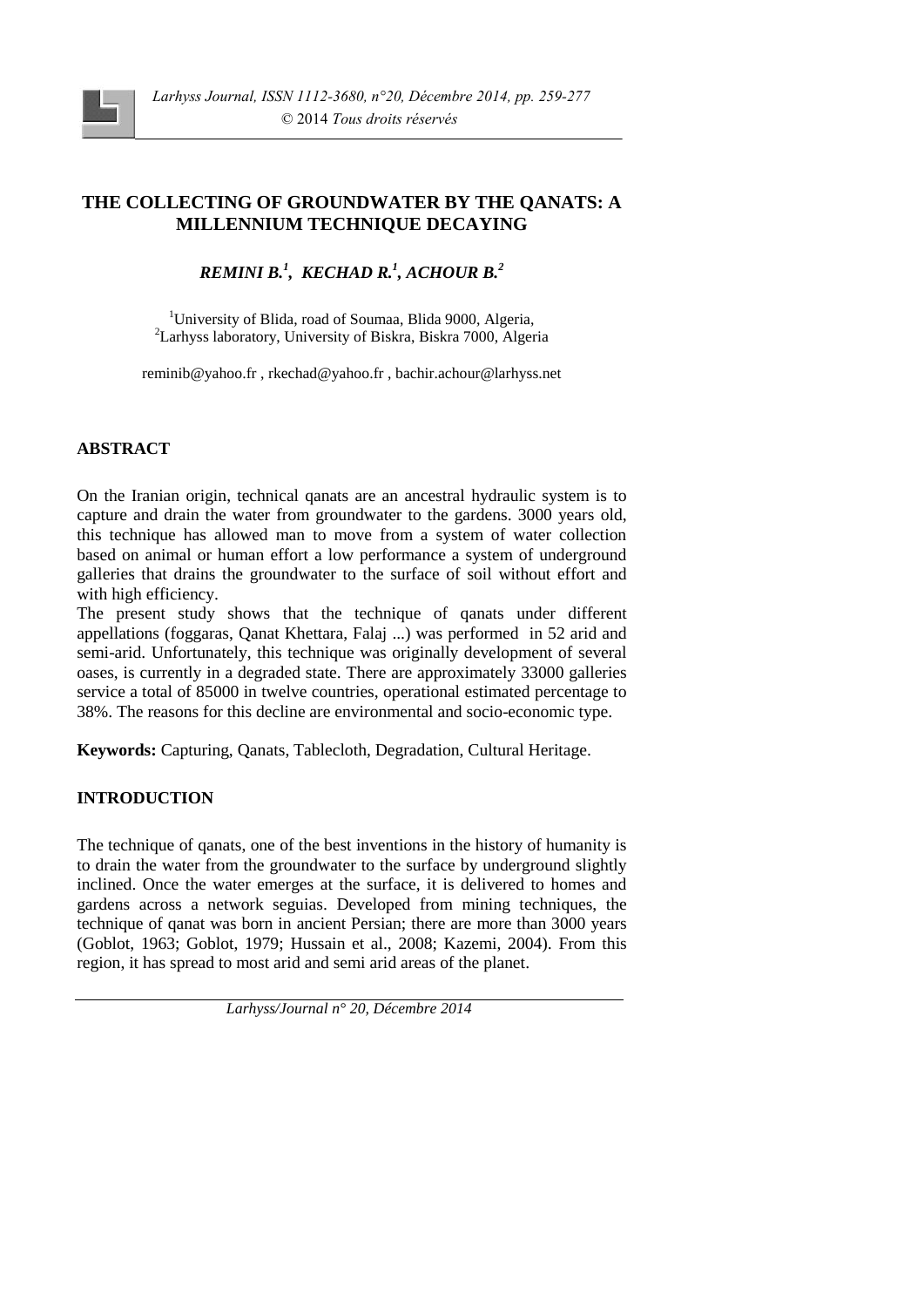# THE COLLECTING OF GROUNDWATER BY THE QANATS: A MILLENNIUM TECHNIQUE DECAYING

***REMINI B.[1], KECHAD R.[1], ACHOUR B.[2]***

[1]University of Blida, road of Soumaa, Blida 9000, Algeria,
[2]Larhyss laboratory, University of Biskra, Biskra 7000, Algeria

reminib@yahoo.fr , rkechad@yahoo.fr , bachir.achour@larhyss.net

## ABSTRACT

On the Iranian origin, technical qanats are an ancestral hydraulic system is to capture and drain the water from groundwater to the gardens. 3000 years old, this technique has allowed man to move from a system of water collection based on animal or human effort a low performance a system of underground galleries that drains the groundwater to the surface of soil without effort and with high efficiency.

The present study shows that the technique of qanats under different appellations (foggaras, Qanat Khettara, Falaj ...) was performed in 52 arid and semi-arid. Unfortunately, this technique was originally development of several oases, is currently in a degraded state. There are approximately 33000 galleries service a total of 85000 in twelve countries, operational estimated percentage to 38%. The reasons for this decline are environmental and socio-economic type.

**Keywords:** Capturing, Qanats, Tablecloth, Degradation, Cultural Heritage.

## INTRODUCTION

The technique of qanats, one of the best inventions in the history of humanity is to drain the water from the groundwater to the surface by underground slightly inclined. Once the water emerges at the surface, it is delivered to homes and gardens across a network seguias. Developed from mining techniques, the technique of qanat was born in ancient Persian; there are more than 3000 years (Goblot, 1963; Goblot, 1979; Hussain et al., 2008; Kazemi, 2004). From this region, it has spread to most arid and semi arid areas of the planet.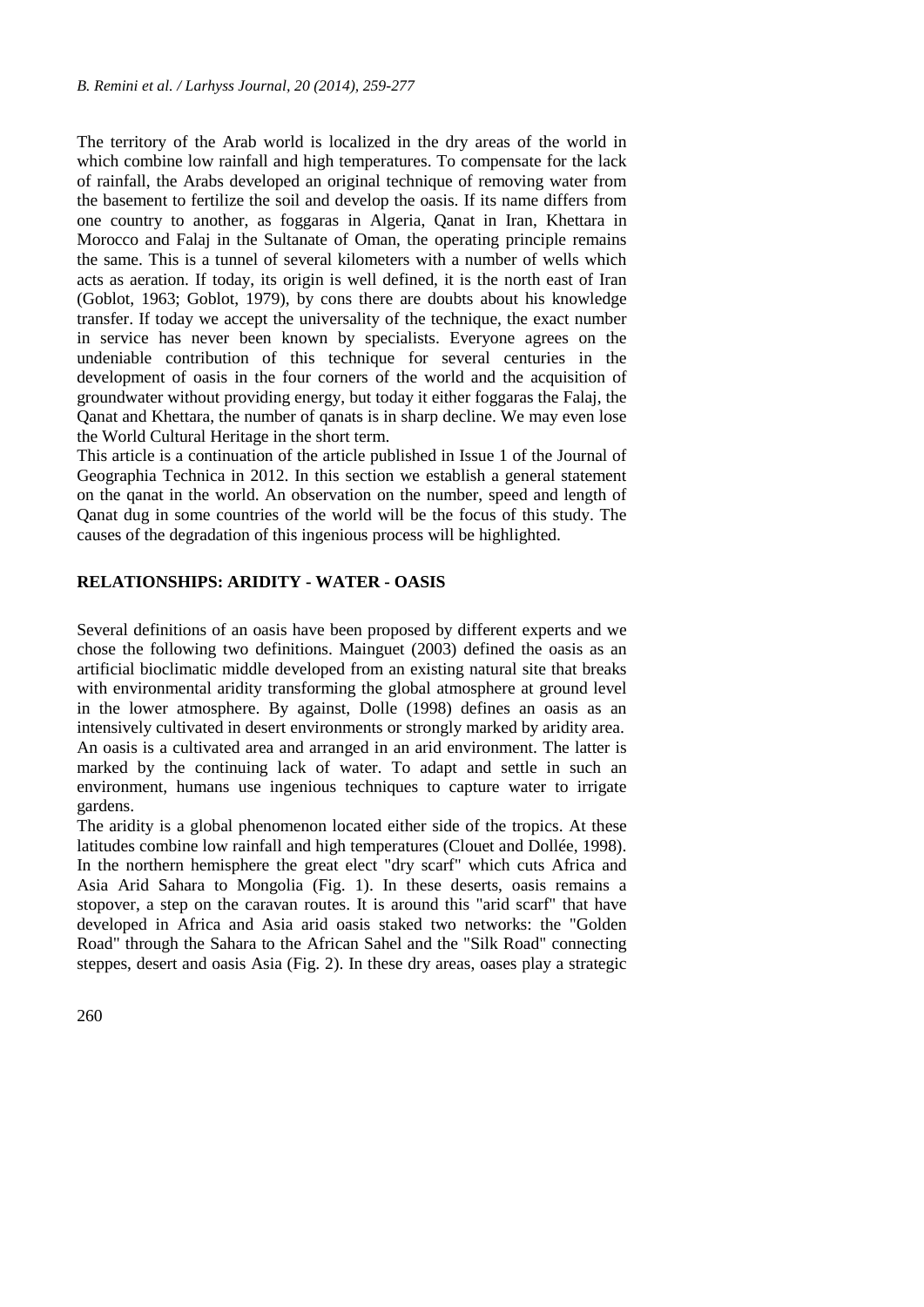The territory of the Arab world is localized in the dry areas of the world in which combine low rainfall and high temperatures. To compensate for the lack of rainfall, the Arabs developed an original technique of removing water from the basement to fertilize the soil and develop the oasis. If its name differs from one country to another, as foggaras in Algeria, Qanat in Iran, Khettara in Morocco and Falaj in the Sultanate of Oman, the operating principle remains the same. This is a tunnel of several kilometers with a number of wells which acts as aeration. If today, its origin is well defined, it is the north east of Iran (Goblot, 1963; Goblot, 1979), by cons there are doubts about his knowledge transfer. If today we accept the universality of the technique, the exact number in service has never been known by specialists. Everyone agrees on the undeniable contribution of this technique for several centuries in the development of oasis in the four corners of the world and the acquisition of groundwater without providing energy, but today it either foggaras the Falaj, the Qanat and Khettara, the number of qanats is in sharp decline. We may even lose the World Cultural Heritage in the short term.

This article is a continuation of the article published in Issue 1 of the Journal of Geographia Technica in 2012. In this section we establish a general statement on the qanat in the world. An observation on the number, speed and length of Qanat dug in some countries of the world will be the focus of this study. The causes of the degradation of this ingenious process will be highlighted.

## RELATIONSHIPS: ARIDITY - WATER - OASIS

Several definitions of an oasis have been proposed by different experts and we chose the following two definitions. Mainguet (2003) defined the oasis as an artificial bioclimatic middle developed from an existing natural site that breaks with environmental aridity transforming the global atmosphere at ground level in the lower atmosphere. By against, Dolle (1998) defines an oasis as an intensively cultivated in desert environments or strongly marked by aridity area. An oasis is a cultivated area and arranged in an arid environment. The latter is marked by the continuing lack of water. To adapt and settle in such an environment, humans use ingenious techniques to capture water to irrigate gardens.

The aridity is a global phenomenon located either side of the tropics. At these latitudes combine low rainfall and high temperatures (Clouet and Dollée, 1998). In the northern hemisphere the great elect "dry scarf" which cuts Africa and Asia Arid Sahara to Mongolia (Fig. 1). In these deserts, oasis remains a stopover, a step on the caravan routes. It is around this "arid scarf" that have developed in Africa and Asia arid oasis staked two networks: the "Golden Road" through the Sahara to the African Sahel and the "Silk Road" connecting steppes, desert and oasis Asia (Fig. 2). In these dry areas, oases play a strategic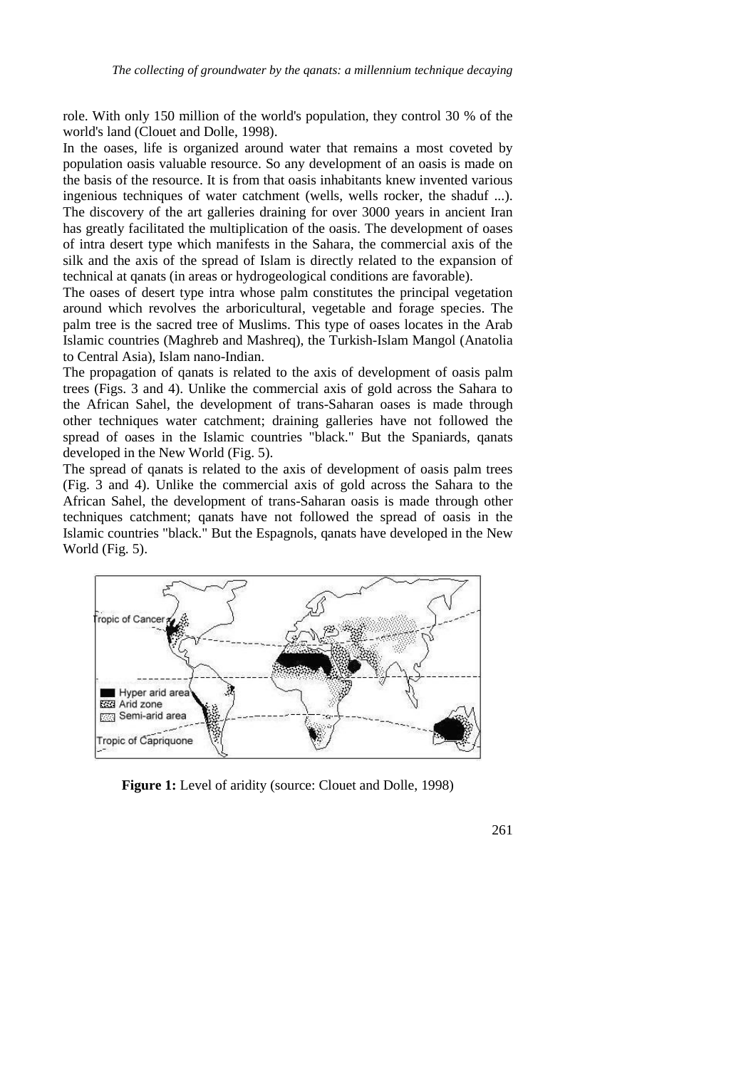role. With only 150 million of the world's population, they control 30 % of the world's land (Clouet and Dolle, 1998).

In the oases, life is organized around water that remains a most coveted by population oasis valuable resource. So any development of an oasis is made on the basis of the resource. It is from that oasis inhabitants knew invented various ingenious techniques of water catchment (wells, wells rocker, the shaduf ...). The discovery of the art galleries draining for over 3000 years in ancient Iran has greatly facilitated the multiplication of the oasis. The development of oases of intra desert type which manifests in the Sahara, the commercial axis of the silk and the axis of the spread of Islam is directly related to the expansion of technical at qanats (in areas or hydrogeological conditions are favorable).

The oases of desert type intra whose palm constitutes the principal vegetation around which revolves the arboricultural, vegetable and forage species. The palm tree is the sacred tree of Muslims. This type of oases locates in the Arab Islamic countries (Maghreb and Mashreq), the Turkish-Islam Mangol (Anatolia to Central Asia), Islam nano-Indian.

The propagation of qanats is related to the axis of development of oasis palm trees (Figs. 3 and 4). Unlike the commercial axis of gold across the Sahara to the African Sahel, the development of trans-Saharan oases is made through other techniques water catchment; draining galleries have not followed the spread of oases in the Islamic countries "black." But the Spaniards, qanats developed in the New World (Fig. 5).

The spread of qanats is related to the axis of development of oasis palm trees (Fig. 3 and 4). Unlike the commercial axis of gold across the Sahara to the African Sahel, the development of trans-Saharan oasis is made through other techniques catchment; qanats have not followed the spread of oasis in the Islamic countries "black." But the Espagnols, qanats have developed in the New World (Fig. 5).

**Figure 1:** Level of aridity (source: Clouet and Dolle, 1998)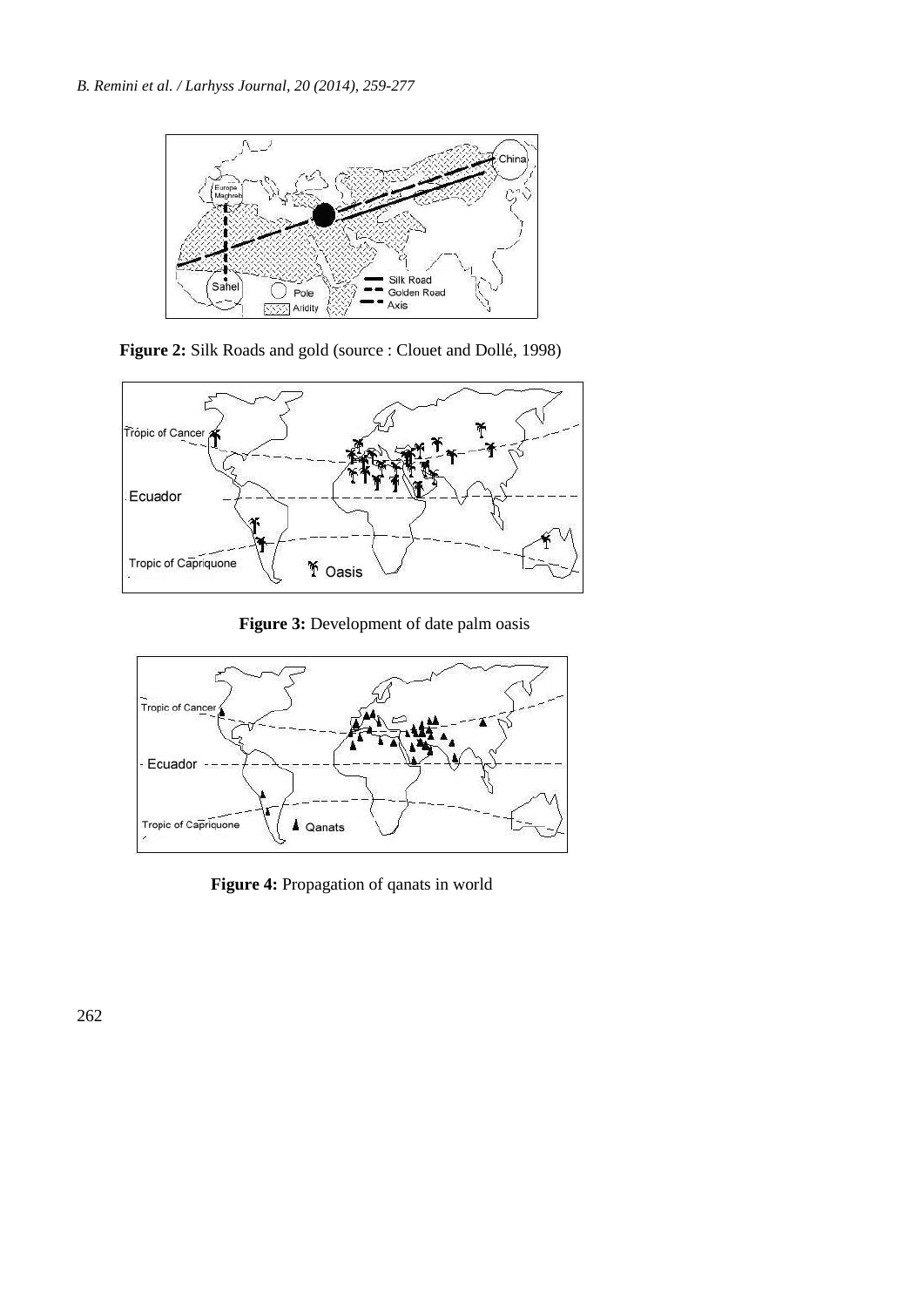**Figure 2:** Silk Roads and gold (source : Clouet and Dollé, 1998)

**Figure 3:** Development of date palm oasis

**Figure 4:** Propagation of qanats in world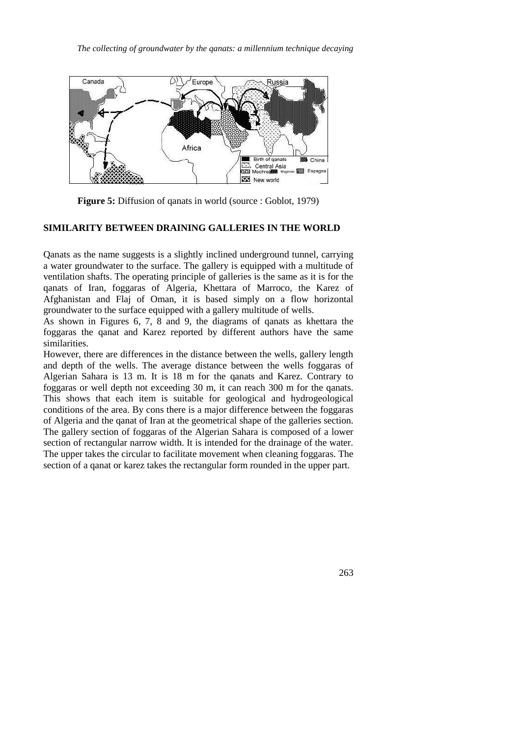**Figure 5:** Diffusion of qanats in world (source : Goblot, 1979)

## SIMILARITY BETWEEN DRAINING GALLERIES IN THE WORLD

Qanats as the name suggests is a slightly inclined underground tunnel, carrying a water groundwater to the surface. The gallery is equipped with a multitude of ventilation shafts. The operating principle of galleries is the same as it is for the qanats of Iran, foggaras of Algeria, Khettara of Marroco, the Karez of Afghanistan and Flaj of Oman, it is based simply on a flow horizontal groundwater to the surface equipped with a gallery multitude of wells.

As shown in Figures 6, 7, 8 and 9, the diagrams of qanats as khettara the foggaras the qanat and Karez reported by different authors have the same similarities.

However, there are differences in the distance between the wells, gallery length and depth of the wells. The average distance between the wells foggaras of Algerian Sahara is 13 m. It is 18 m for the qanats and Karez. Contrary to foggaras or well depth not exceeding 30 m, it can reach 300 m for the qanats. This shows that each item is suitable for geological and hydrogeological conditions of the area. By cons there is a major difference between the foggaras of Algeria and the qanat of Iran at the geometrical shape of the galleries section. The gallery section of foggaras of the Algerian Sahara is composed of a lower section of rectangular narrow width. It is intended for the drainage of the water. The upper takes the circular to facilitate movement when cleaning foggaras. The section of a qanat or karez takes the rectangular form rounded in the upper part.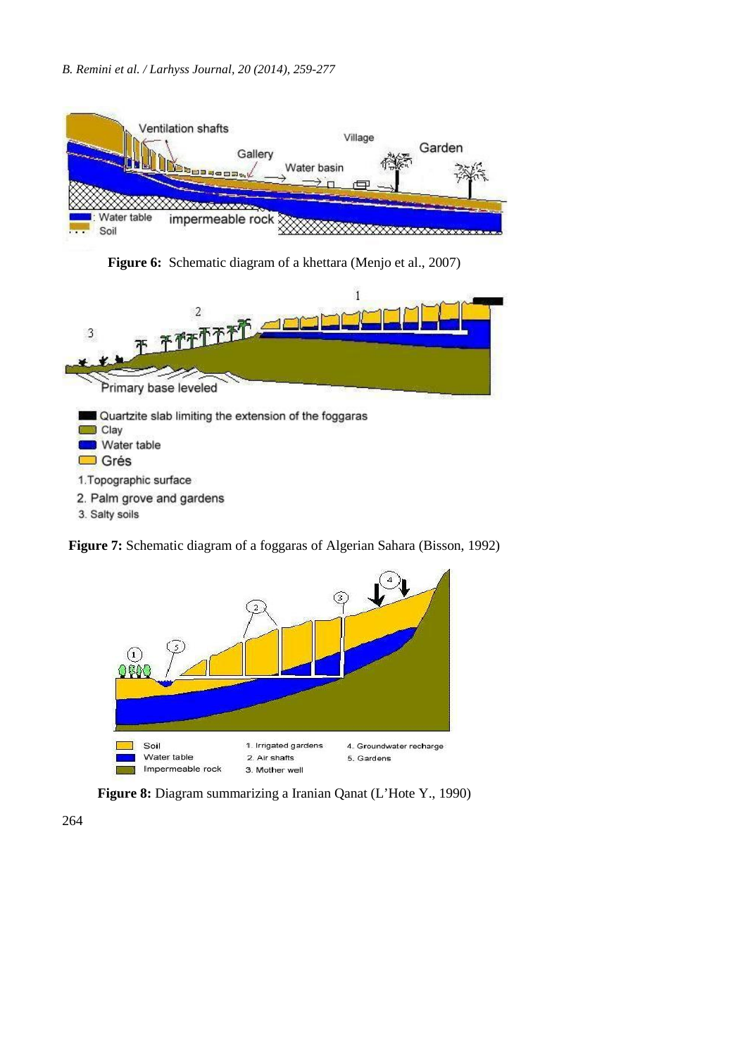**Figure 6:** Schematic diagram of a khettara (Menjo et al., 2007)

**Figure 7:** Schematic diagram of a foggaras of Algerian Sahara (Bisson, 1992)

**Figure 8:** Diagram summarizing a Iranian Qanat (L'Hote Y., 1990)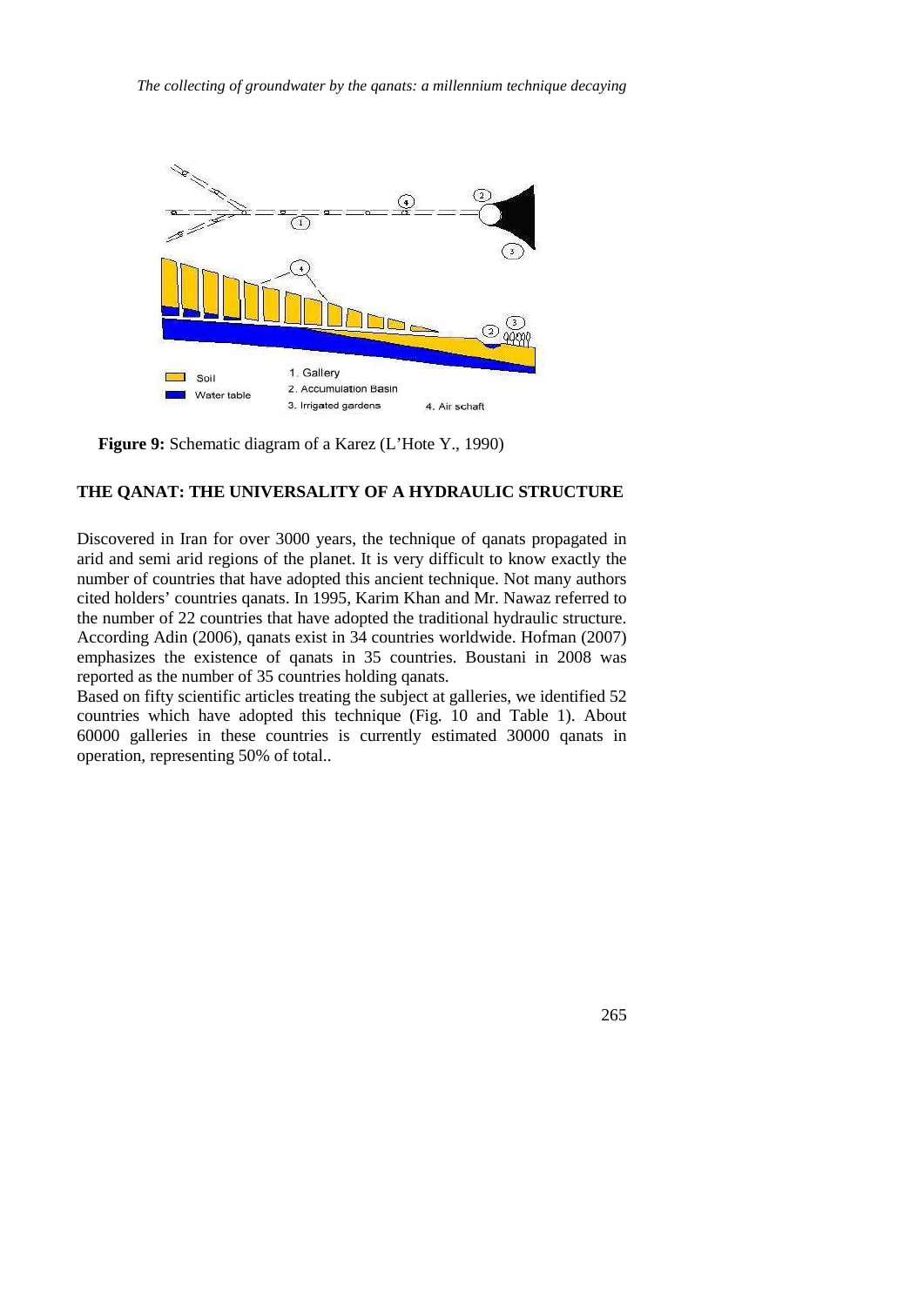**Figure 9:** Schematic diagram of a Karez (L'Hote Y., 1990)

## THE QANAT: THE UNIVERSALITY OF A HYDRAULIC STRUCTURE

Discovered in Iran for over 3000 years, the technique of qanats propagated in arid and semi arid regions of the planet. It is very difficult to know exactly the number of countries that have adopted this ancient technique. Not many authors cited holders' countries qanats. In 1995, Karim Khan and Mr. Nawaz referred to the number of 22 countries that have adopted the traditional hydraulic structure. According Adin (2006), qanats exist in 34 countries worldwide. Hofman (2007) emphasizes the existence of qanats in 35 countries. Boustani in 2008 was reported as the number of 35 countries holding qanats.

Based on fifty scientific articles treating the subject at galleries, we identified 52 countries which have adopted this technique (Fig. 10 and Table 1). About 60000 galleries in these countries is currently estimated 30000 qanats in operation, representing 50% of total..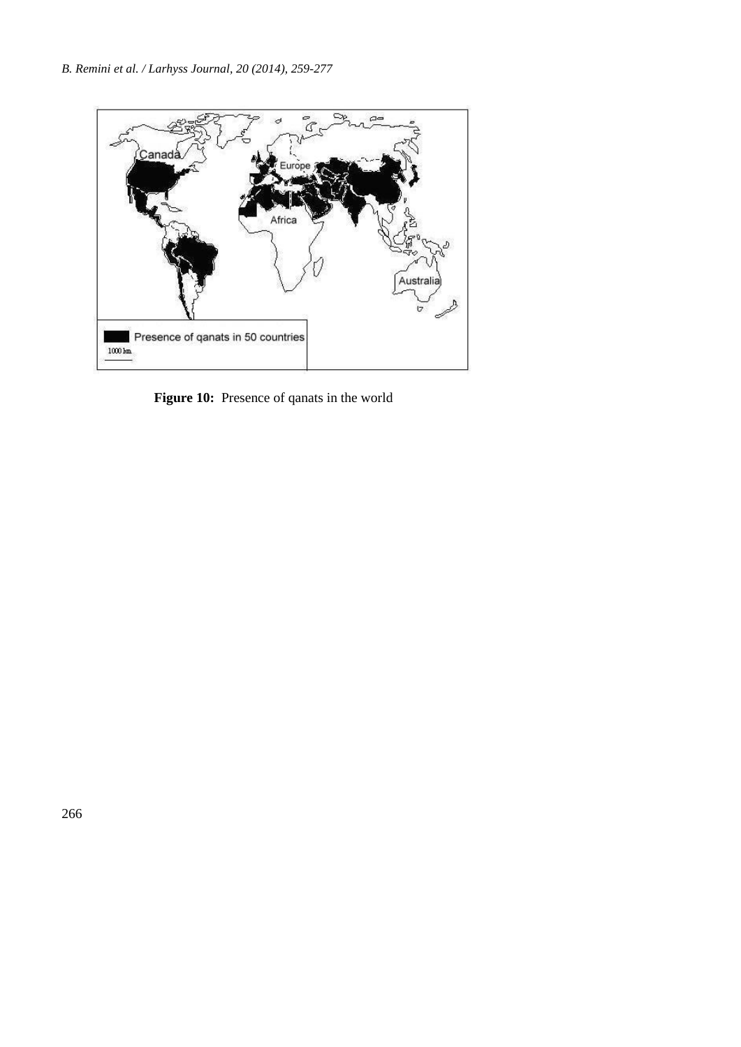**Figure 10:** Presence of qanats in the world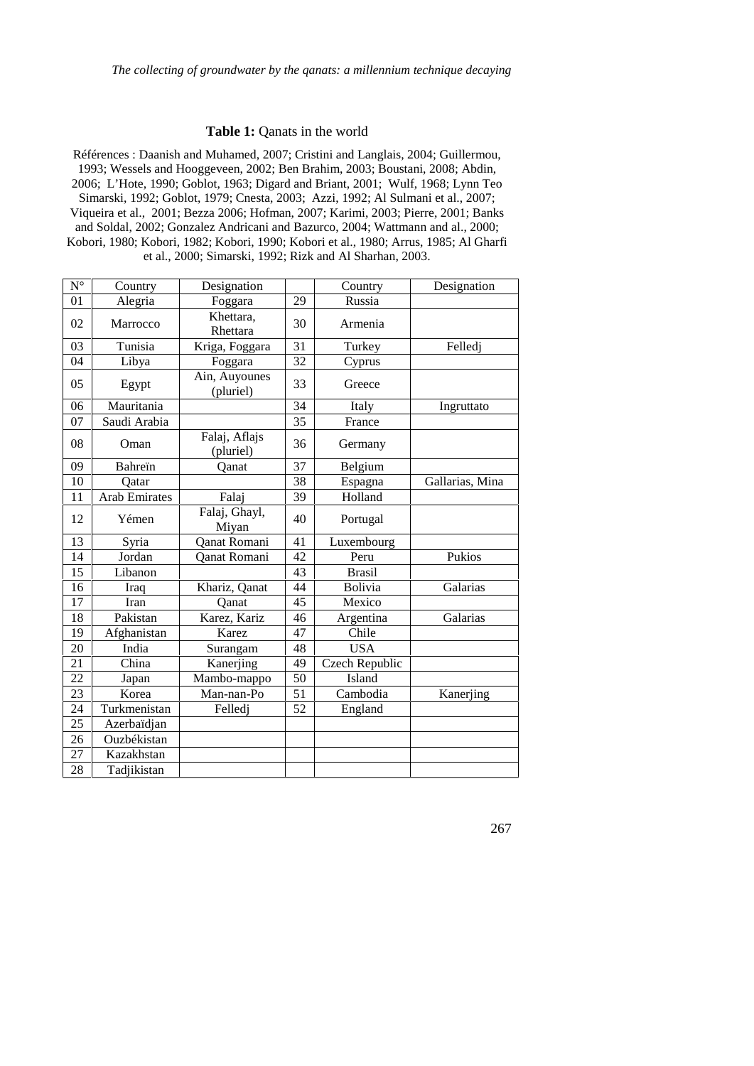**Table 1:** Qanats in the world

Références : Daanish and Muhamed, 2007; Cristini and Langlais, 2004; Guillermou, 1993; Wessels and Hooggeveen, 2002; Ben Brahim, 2003; Boustani, 2008; Abdin, 2006; L'Hote, 1990; Goblot, 1963; Digard and Briant, 2001; Wulf, 1968; Lynn Teo Simarski, 1992; Goblot, 1979; Cnesta, 2003; Azzi, 1992; Al Sulmani et al., 2007; Viqueira et al., 2001; Bezza 2006; Hofman, 2007; Karimi, 2003; Pierre, 2001; Banks and Soldal, 2002; Gonzalez Andricani and Bazurco, 2004; Wattmann and al., 2000; Kobori, 1980; Kobori, 1982; Kobori, 1990; Kobori et al., 1980; Arrus, 1985; Al Gharfi et al., 2000; Simarski, 1992; Rizk and Al Sharhan, 2003.

| N° | Country | Designation | | Country | Designation |
|---|---|---|---|---|---|
| 01 | Alegria | Foggara | 29 | Russia | |
| 02 | Marrocco | Khettara, Rhettara | 30 | Armenia | |
| 03 | Tunisia | Kriga, Foggara | 31 | Turkey | Felledj |
| 04 | Libya | Foggara | 32 | Cyprus | |
| 05 | Egypt | Ain, Auyounes (pluriel) | 33 | Greece | |
| 06 | Mauritania | | 34 | Italy | Ingruttato |
| 07 | Saudi Arabia | | 35 | France | |
| 08 | Oman | Falaj, Aflajs (pluriel) | 36 | Germany | |
| 09 | Bahreïn | Qanat | 37 | Belgium | |
| 10 | Qatar | | 38 | Espagna | Gallarias, Mina |
| 11 | Arab Emirates | Falaj | 39 | Holland | |
| 12 | Yémen | Falaj, Ghayl, Miyan | 40 | Portugal | |
| 13 | Syria | Qanat Romani | 41 | Luxembourg | |
| 14 | Jordan | Qanat Romani | 42 | Peru | Pukios |
| 15 | Libanon | | 43 | Brasil | |
| 16 | Iraq | Khariz, Qanat | 44 | Bolivia | Galarias |
| 17 | Iran | Qanat | 45 | Mexico | |
| 18 | Pakistan | Karez, Kariz | 46 | Argentina | Galarias |
| 19 | Afghanistan | Karez | 47 | Chile | |
| 20 | India | Surangam | 48 | USA | |
| 21 | China | Kanerjing | 49 | Czech Republic | |
| 22 | Japan | Mambo-mappo | 50 | Island | |
| 23 | Korea | Man-nan-Po | 51 | Cambodia | Kanerjing |
| 24 | Turkmenistan | Felledj | 52 | England | |
| 25 | Azerbaïdjan | | | | |
| 26 | Ouzbékistan | | | | |
| 27 | Kazakhstan | | | | |
| 28 | Tadjikistan | | | | |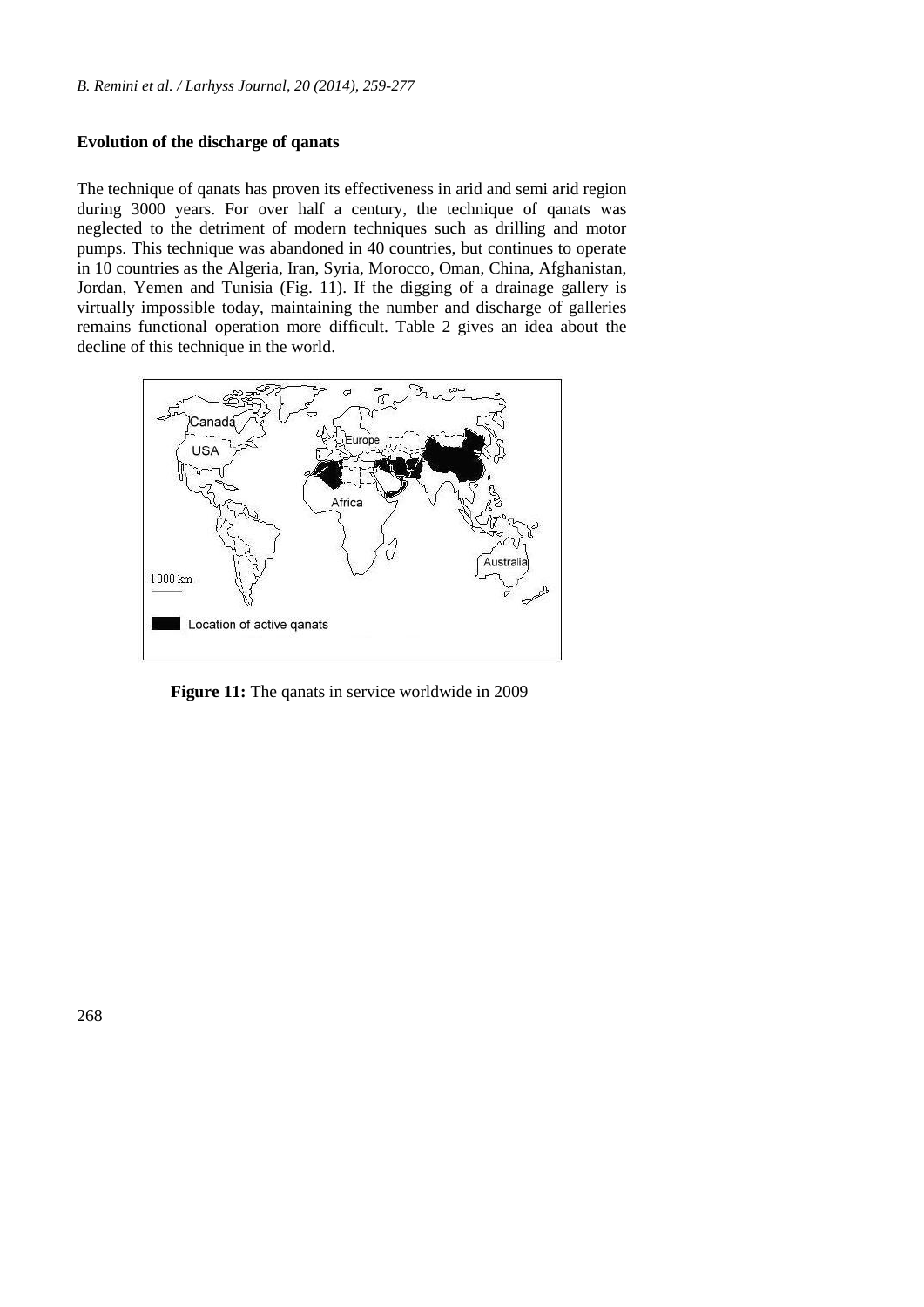## Evolution of the discharge of qanats

The technique of qanats has proven its effectiveness in arid and semi arid region during 3000 years. For over half a century, the technique of qanats was neglected to the detriment of modern techniques such as drilling and motor pumps. This technique was abandoned in 40 countries, but continues to operate in 10 countries as the Algeria, Iran, Syria, Morocco, Oman, China, Afghanistan, Jordan, Yemen and Tunisia (Fig. 11). If the digging of a drainage gallery is virtually impossible today, maintaining the number and discharge of galleries remains functional operation more difficult. Table 2 gives an idea about the decline of this technique in the world.

**Figure 11:** The qanats in service worldwide in 2009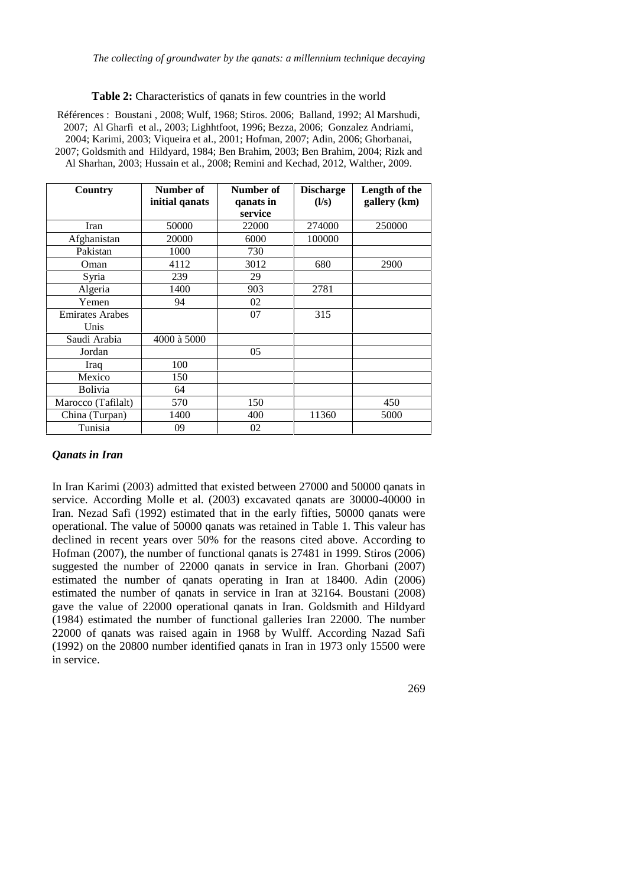**Table 2:** Characteristics of qanats in few countries in the world

Références : Boustani , 2008; Wulf, 1968; Stiros. 2006; Balland, 1992; Al Marshudi, 2007; Al Gharfi et al., 2003; Lighhtfoot, 1996; Bezza, 2006; Gonzalez Andriami, 2004; Karimi, 2003; Viqueira et al., 2001; Hofman, 2007; Adin, 2006; Ghorbanai, 2007; Goldsmith and Hildyard, 1984; Ben Brahim, 2003; Ben Brahim, 2004; Rizk and Al Sharhan, 2003; Hussain et al., 2008; Remini and Kechad, 2012, Walther, 2009.

| Country | Number of initial qanats | Number of qanats in service | Discharge (l/s) | Length of the gallery (km) |
|---|---|---|---|---|
| Iran | 50000 | 22000 | 274000 | 250000 |
| Afghanistan | 20000 | 6000 | 100000 | |
| Pakistan | 1000 | 730 | | |
| Oman | 4112 | 3012 | 680 | 2900 |
| Syria | 239 | 29 | | |
| Algeria | 1400 | 903 | 2781 | |
| Yemen | 94 | 02 | | |
| Emirates Arabes Unis | | 07 | 315 | |
| Saudi Arabia | 4000 à 5000 | | | |
| Jordan | | 05 | | |
| Iraq | 100 | | | |
| Mexico | 150 | | | |
| Bolivia | 64 | | | |
| Marocco (Tafilalt) | 570 | 150 | | 450 |
| China (Turpan) | 1400 | 400 | 11360 | 5000 |
| Tunisia | 09 | 02 | | |

### *Qanats in Iran*

In Iran Karimi (2003) admitted that existed between 27000 and 50000 qanats in service. According Molle et al. (2003) excavated qanats are 30000-40000 in Iran. Nezad Safi (1992) estimated that in the early fifties, 50000 qanats were operational. The value of 50000 qanats was retained in Table 1. This valeur has declined in recent years over 50% for the reasons cited above. According to Hofman (2007), the number of functional qanats is 27481 in 1999. Stiros (2006) suggested the number of 22000 qanats in service in Iran. Ghorbani (2007) estimated the number of qanats operating in Iran at 18400. Adin (2006) estimated the number of qanats in service in Iran at 32164. Boustani (2008) gave the value of 22000 operational qanats in Iran. Goldsmith and Hildyard (1984) estimated the number of functional galleries Iran 22000. The number 22000 of qanats was raised again in 1968 by Wulff. According Nazad Safi (1992) on the 20800 number identified qanats in Iran in 1973 only 15500 were in service.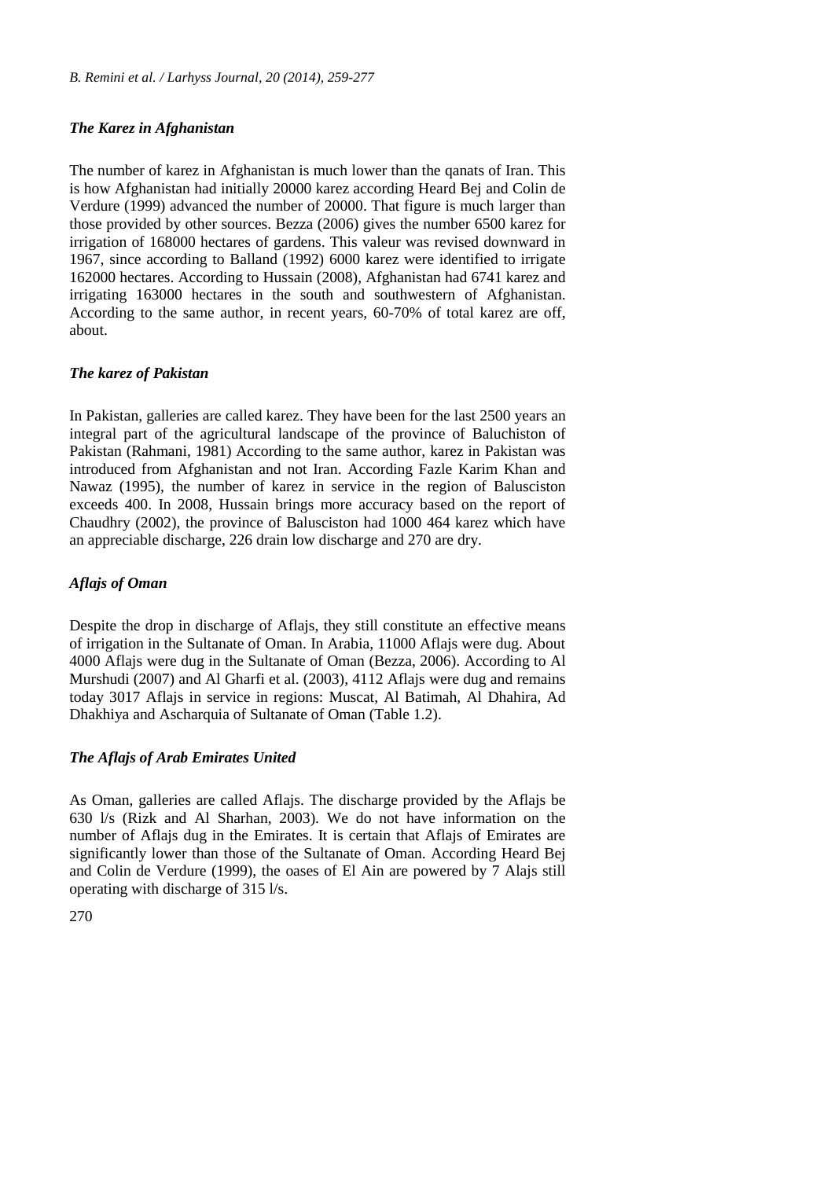### *The Karez in Afghanistan*

The number of karez in Afghanistan is much lower than the qanats of Iran. This is how Afghanistan had initially 20000 karez according Heard Bej and Colin de Verdure (1999) advanced the number of 20000. That figure is much larger than those provided by other sources. Bezza (2006) gives the number 6500 karez for irrigation of 168000 hectares of gardens. This valeur was revised downward in 1967, since according to Balland (1992) 6000 karez were identified to irrigate 162000 hectares. According to Hussain (2008), Afghanistan had 6741 karez and irrigating 163000 hectares in the south and southwestern of Afghanistan. According to the same author, in recent years, 60-70% of total karez are off, about.

### *The karez of Pakistan*

In Pakistan, galleries are called karez. They have been for the last 2500 years an integral part of the agricultural landscape of the province of Baluchiston of Pakistan (Rahmani, 1981) According to the same author, karez in Pakistan was introduced from Afghanistan and not Iran. According Fazle Karim Khan and Nawaz (1995), the number of karez in service in the region of Balusciston exceeds 400. In 2008, Hussain brings more accuracy based on the report of Chaudhry (2002), the province of Balusciston had 1000 464 karez which have an appreciable discharge, 226 drain low discharge and 270 are dry.

### *Aflajs of Oman*

Despite the drop in discharge of Aflajs, they still constitute an effective means of irrigation in the Sultanate of Oman. In Arabia, 11000 Aflajs were dug. About 4000 Aflajs were dug in the Sultanate of Oman (Bezza, 2006). According to Al Murshudi (2007) and Al Gharfi et al. (2003), 4112 Aflajs were dug and remains today 3017 Aflajs in service in regions: Muscat, Al Batimah, Al Dhahira, Ad Dhakhiya and Ascharquia of Sultanate of Oman (Table 1.2).

### *The Aflajs of Arab Emirates United*

As Oman, galleries are called Aflajs. The discharge provided by the Aflajs be 630 l/s (Rizk and Al Sharhan, 2003). We do not have information on the number of Aflajs dug in the Emirates. It is certain that Aflajs of Emirates are significantly lower than those of the Sultanate of Oman. According Heard Bej and Colin de Verdure (1999), the oases of El Ain are powered by 7 Alajs still operating with discharge of 315 l/s.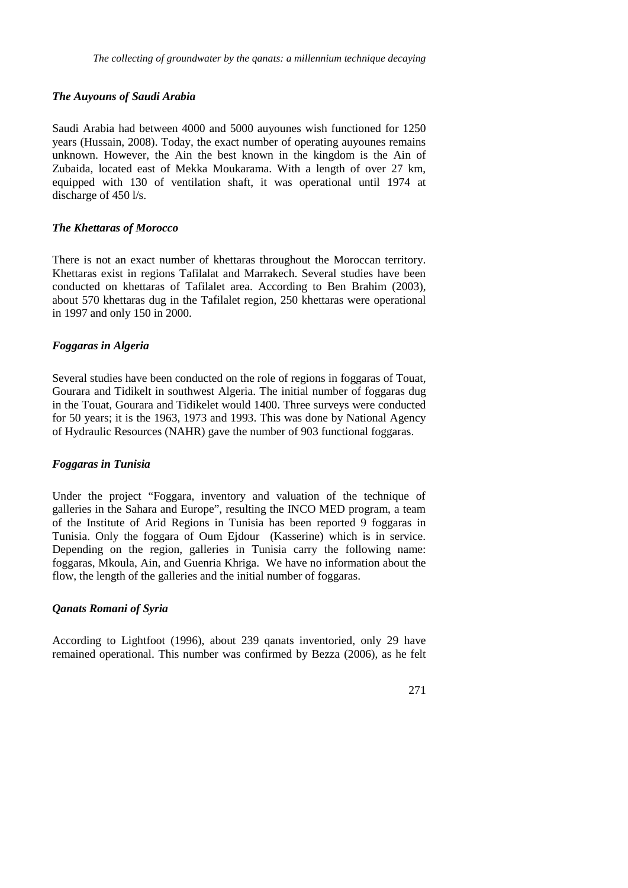### *The Auyouns of Saudi Arabia*

Saudi Arabia had between 4000 and 5000 auyounes wish functioned for 1250 years (Hussain, 2008). Today, the exact number of operating auyounes remains unknown. However, the Ain the best known in the kingdom is the Ain of Zubaida, located east of Mekka Moukarama. With a length of over 27 km, equipped with 130 of ventilation shaft, it was operational until 1974 at discharge of 450 l/s.

### *The Khettaras of Morocco*

There is not an exact number of khettaras throughout the Moroccan territory. Khettaras exist in regions Tafilalat and Marrakech. Several studies have been conducted on khettaras of Tafilalet area. According to Ben Brahim (2003), about 570 khettaras dug in the Tafilalet region, 250 khettaras were operational in 1997 and only 150 in 2000.

### *Foggaras in Algeria*

Several studies have been conducted on the role of regions in foggaras of Touat, Gourara and Tidikelt in southwest Algeria. The initial number of foggaras dug in the Touat, Gourara and Tidikelet would 1400. Three surveys were conducted for 50 years; it is the 1963, 1973 and 1993. This was done by National Agency of Hydraulic Resources (NAHR) gave the number of 903 functional foggaras.

### *Foggaras in Tunisia*

Under the project "Foggara, inventory and valuation of the technique of galleries in the Sahara and Europe", resulting the INCO MED program, a team of the Institute of Arid Regions in Tunisia has been reported 9 foggaras in Tunisia. Only the foggara of Oum Ejdour (Kasserine) which is in service. Depending on the region, galleries in Tunisia carry the following name: foggaras, Mkoula, Ain, and Guenria Khriga. We have no information about the flow, the length of the galleries and the initial number of foggaras.

### *Qanats Romani of Syria*

According to Lightfoot (1996), about 239 qanats inventoried, only 29 have remained operational. This number was confirmed by Bezza (2006), as he felt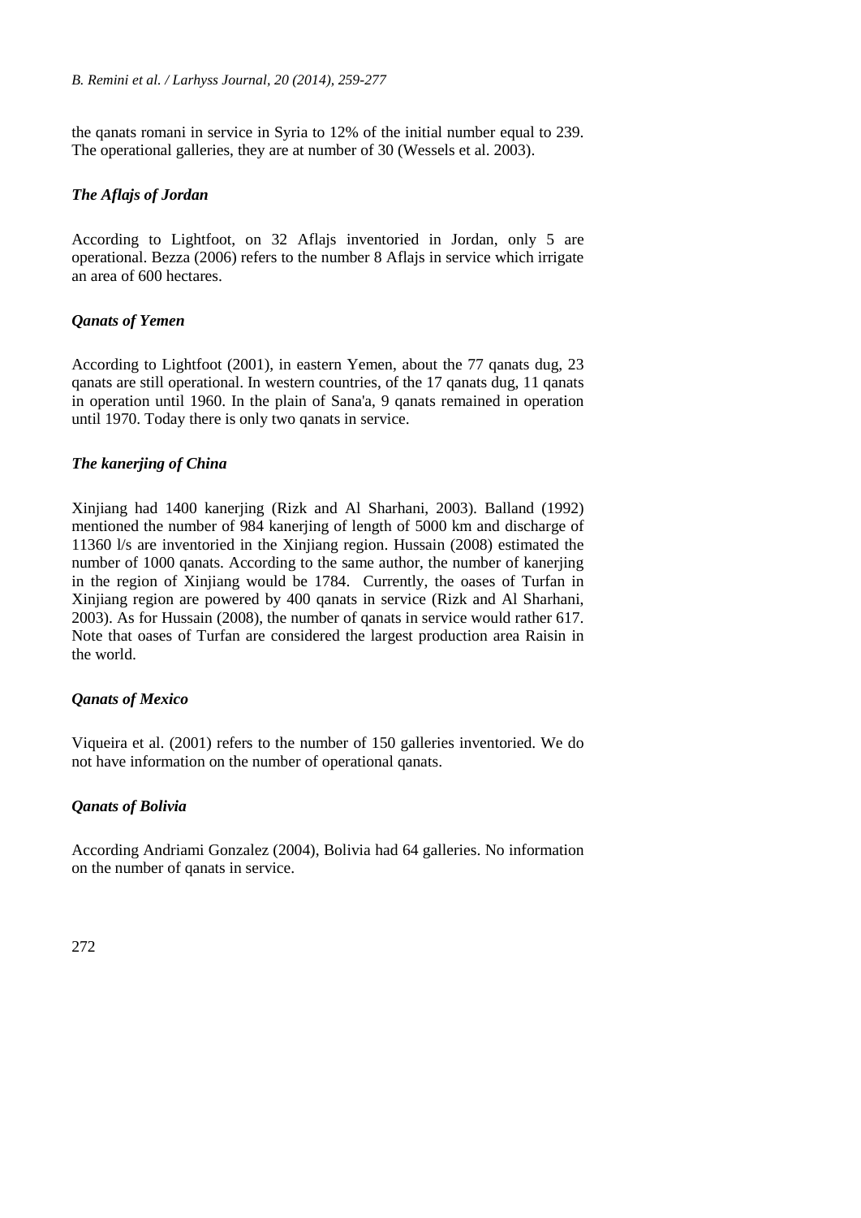the qanats romani in service in Syria to 12% of the initial number equal to 239. The operational galleries, they are at number of 30 (Wessels et al. 2003).

### *The Aflajs of Jordan*

According to Lightfoot, on 32 Aflajs inventoried in Jordan, only 5 are operational. Bezza (2006) refers to the number 8 Aflajs in service which irrigate an area of 600 hectares.

### *Qanats of Yemen*

According to Lightfoot (2001), in eastern Yemen, about the 77 qanats dug, 23 qanats are still operational. In western countries, of the 17 qanats dug, 11 qanats in operation until 1960. In the plain of Sana'a, 9 qanats remained in operation until 1970. Today there is only two qanats in service.

### *The kanerjing of China*

Xinjiang had 1400 kanerjing (Rizk and Al Sharhani, 2003). Balland (1992) mentioned the number of 984 kanerjing of length of 5000 km and discharge of 11360 l/s are inventoried in the Xinjiang region. Hussain (2008) estimated the number of 1000 qanats. According to the same author, the number of kanerjing in the region of Xinjiang would be 1784. Currently, the oases of Turfan in Xinjiang region are powered by 400 qanats in service (Rizk and Al Sharhani, 2003). As for Hussain (2008), the number of qanats in service would rather 617. Note that oases of Turfan are considered the largest production area Raisin in the world.

### *Qanats of Mexico*

Viqueira et al. (2001) refers to the number of 150 galleries inventoried. We do not have information on the number of operational qanats.

### *Qanats of Bolivia*

According Andriami Gonzalez (2004), Bolivia had 64 galleries. No information on the number of qanats in service.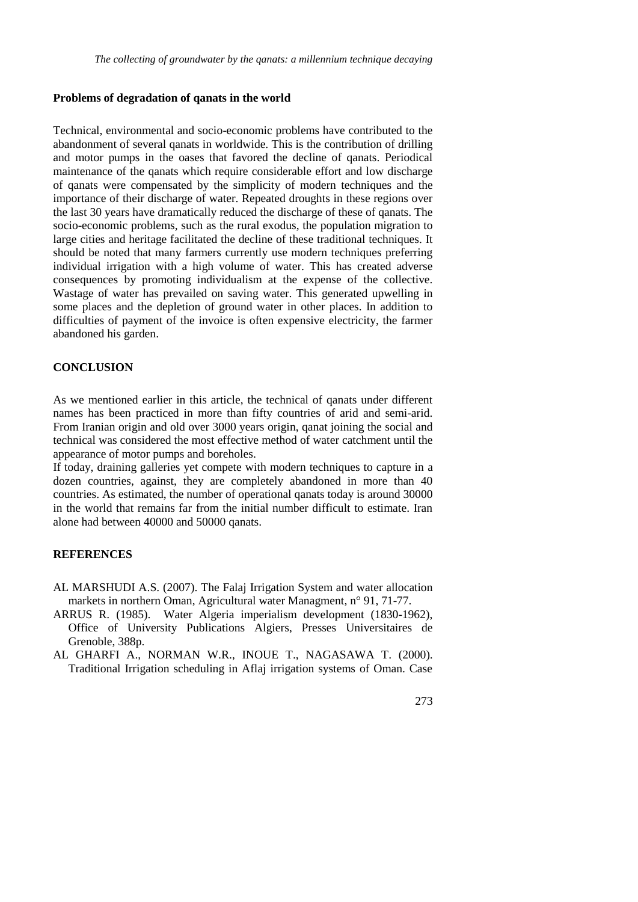## Problems of degradation of qanats in the world

Technical, environmental and socio-economic problems have contributed to the abandonment of several qanats in worldwide. This is the contribution of drilling and motor pumps in the oases that favored the decline of qanats. Periodical maintenance of the qanats which require considerable effort and low discharge of qanats were compensated by the simplicity of modern techniques and the importance of their discharge of water. Repeated droughts in these regions over the last 30 years have dramatically reduced the discharge of these of qanats. The socio-economic problems, such as the rural exodus, the population migration to large cities and heritage facilitated the decline of these traditional techniques. It should be noted that many farmers currently use modern techniques preferring individual irrigation with a high volume of water. This has created adverse consequences by promoting individualism at the expense of the collective. Wastage of water has prevailed on saving water. This generated upwelling in some places and the depletion of ground water in other places. In addition to difficulties of payment of the invoice is often expensive electricity, the farmer abandoned his garden.

## CONCLUSION

As we mentioned earlier in this article, the technical of qanats under different names has been practiced in more than fifty countries of arid and semi-arid. From Iranian origin and old over 3000 years origin, qanat joining the social and technical was considered the most effective method of water catchment until the appearance of motor pumps and boreholes.

If today, draining galleries yet compete with modern techniques to capture in a dozen countries, against, they are completely abandoned in more than 40 countries. As estimated, the number of operational qanats today is around 30000 in the world that remains far from the initial number difficult to estimate. Iran alone had between 40000 and 50000 qanats.

## REFERENCES

AL MARSHUDI A.S. (2007). The Falaj Irrigation System and water allocation markets in northern Oman, Agricultural water Managment, n° 91, 71-77.

ARRUS R. (1985). Water Algeria imperialism development (1830-1962), Office of University Publications Algiers, Presses Universitaires de Grenoble, 388p.

AL GHARFI A., NORMAN W.R., INOUE T., NAGASAWA T. (2000). Traditional Irrigation scheduling in Aflaj irrigation systems of Oman. Case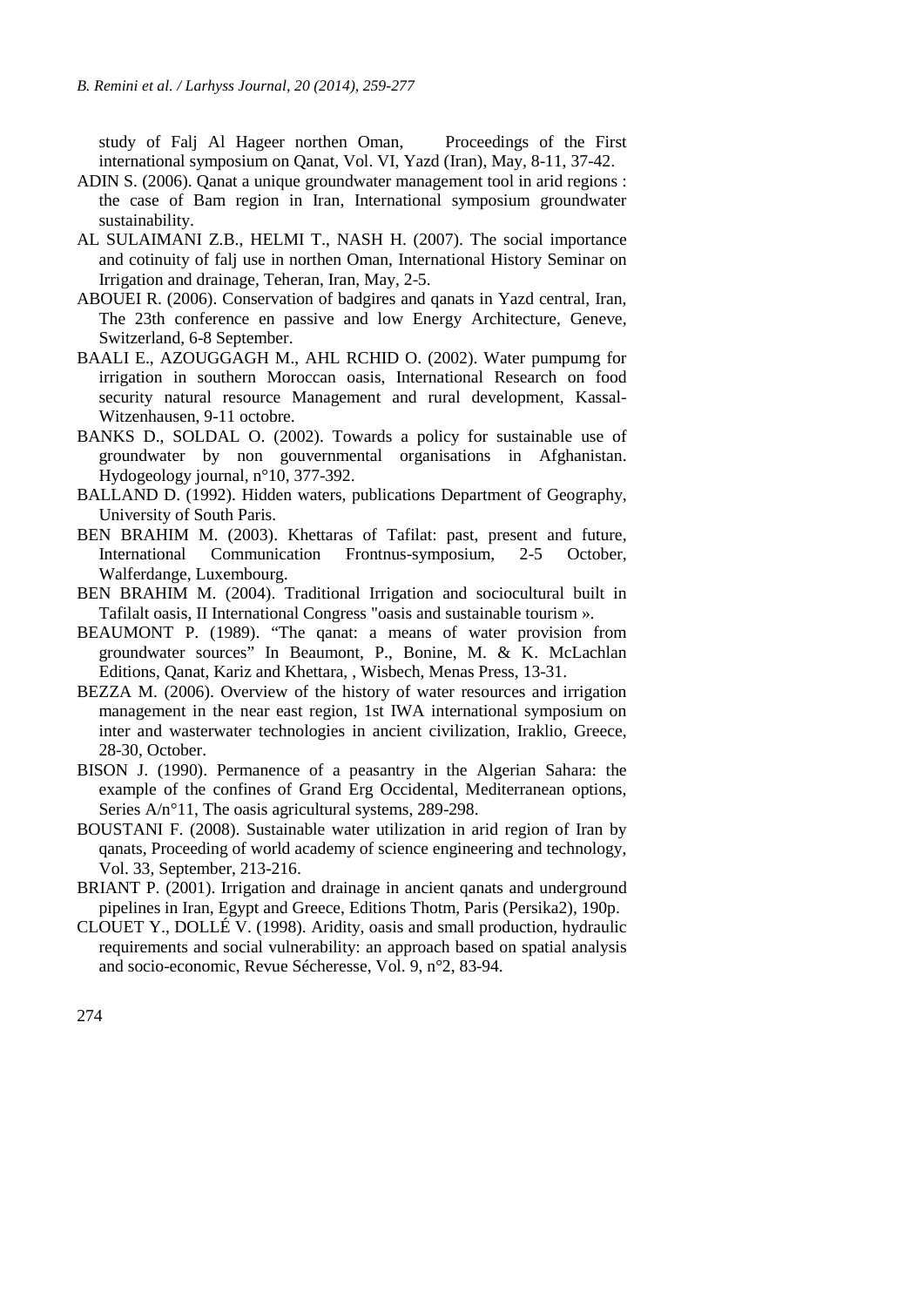study of Falj Al Hageer northen Oman, Proceedings of the First international symposium on Qanat, Vol. VI, Yazd (Iran), May, 8-11, 37-42.

ADIN S. (2006). Qanat a unique groundwater management tool in arid regions : the case of Bam region in Iran, International symposium groundwater sustainability.

AL SULAIMANI Z.B., HELMI T., NASH H. (2007). The social importance and cotinuity of falj use in northen Oman, International History Seminar on Irrigation and drainage, Teheran, Iran, May, 2-5.

ABOUEI R. (2006). Conservation of badgires and qanats in Yazd central, Iran, The 23th conference en passive and low Energy Architecture, Geneve, Switzerland, 6-8 September.

BAALI E., AZOUGGAGH M., AHL RCHID O. (2002). Water pumpumg for irrigation in southern Moroccan oasis, International Research on food security natural resource Management and rural development, Kassal-Witzenhausen, 9-11 octobre.

BANKS D., SOLDAL O. (2002). Towards a policy for sustainable use of groundwater by non gouvernmental organisations in Afghanistan. Hydogeology journal, n°10, 377-392.

BALLAND D. (1992). Hidden waters, publications Department of Geography, University of South Paris.

BEN BRAHIM M. (2003). Khettaras of Tafilat: past, present and future, International Communication Frontnus-symposium, 2-5 October, Walferdange, Luxembourg.

BEN BRAHIM M. (2004). Traditional Irrigation and sociocultural built in Tafilalt oasis, II International Congress "oasis and sustainable tourism ».

BEAUMONT P. (1989). "The qanat: a means of water provision from groundwater sources" In Beaumont, P., Bonine, M. & K. McLachlan Editions, Qanat, Kariz and Khettara, , Wisbech, Menas Press, 13-31.

BEZZA M. (2006). Overview of the history of water resources and irrigation management in the near east region, 1st IWA international symposium on inter and wasterwater technologies in ancient civilization, Iraklio, Greece, 28-30, October.

BISON J. (1990). Permanence of a peasantry in the Algerian Sahara: the example of the confines of Grand Erg Occidental, Mediterranean options, Series A/n°11, The oasis agricultural systems, 289-298.

BOUSTANI F. (2008). Sustainable water utilization in arid region of Iran by qanats, Proceeding of world academy of science engineering and technology, Vol. 33, September, 213-216.

BRIANT P. (2001). Irrigation and drainage in ancient qanats and underground pipelines in Iran, Egypt and Greece, Editions Thotm, Paris (Persika2), 190p.

CLOUET Y., DOLLÉ V. (1998). Aridity, oasis and small production, hydraulic requirements and social vulnerability: an approach based on spatial analysis and socio-economic, Revue Sécheresse, Vol. 9, n°2, 83-94.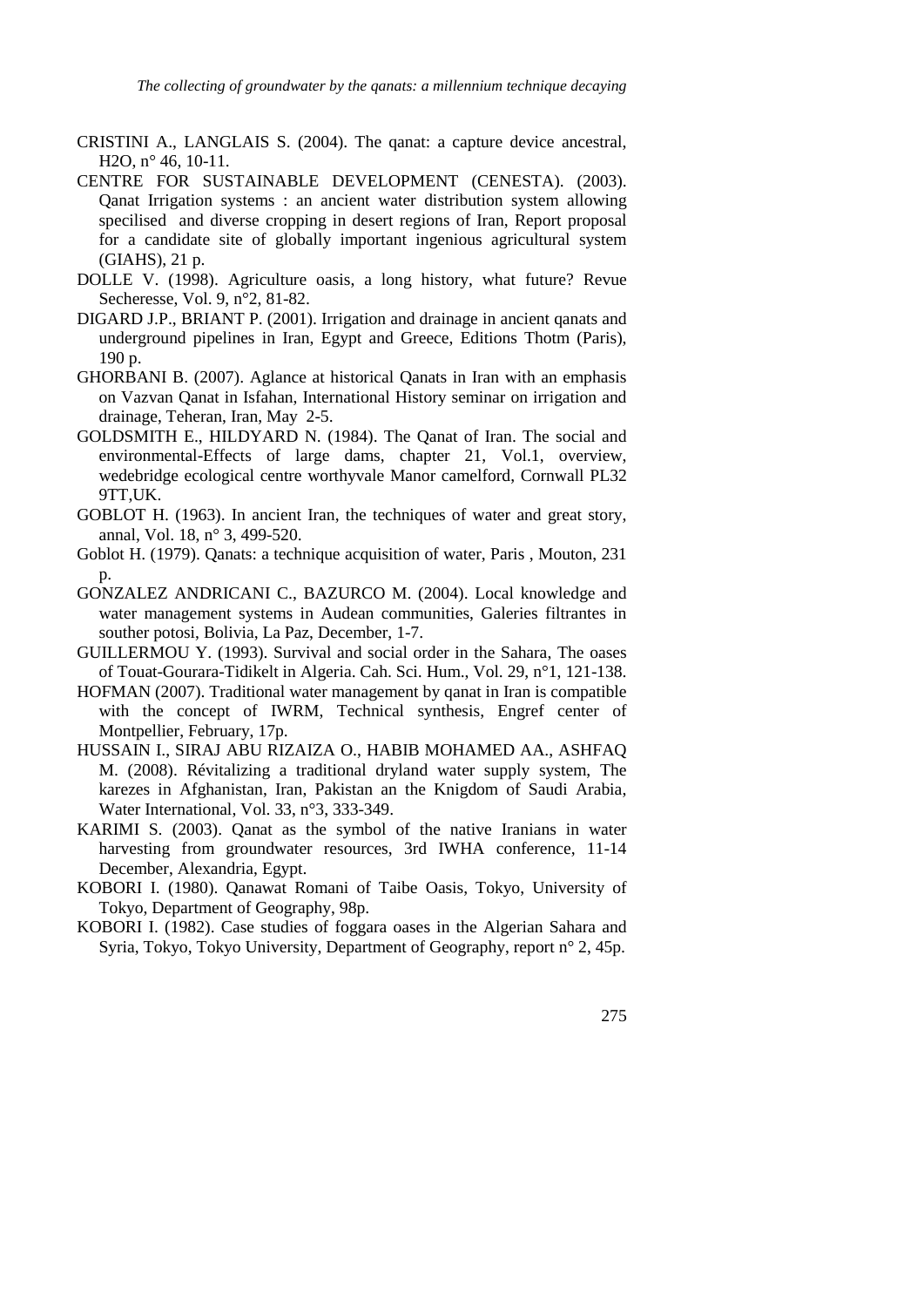CRISTINI A., LANGLAIS S. (2004). The qanat: a capture device ancestral, H2O, n° 46, 10-11.

CENTRE FOR SUSTAINABLE DEVELOPMENT (CENESTA). (2003). Qanat Irrigation systems : an ancient water distribution system allowing specilised and diverse cropping in desert regions of Iran, Report proposal for a candidate site of globally important ingenious agricultural system (GIAHS), 21 p.

DOLLE V. (1998). Agriculture oasis, a long history, what future? Revue Secheresse, Vol. 9, n°2, 81-82.

DIGARD J.P., BRIANT P. (2001). Irrigation and drainage in ancient qanats and underground pipelines in Iran, Egypt and Greece, Editions Thotm (Paris), 190 p.

GHORBANI B. (2007). Aglance at historical Qanats in Iran with an emphasis on Vazvan Qanat in Isfahan, International History seminar on irrigation and drainage, Teheran, Iran, May 2-5.

GOLDSMITH E., HILDYARD N. (1984). The Qanat of Iran. The social and environmental-Effects of large dams, chapter 21, Vol.1, overview, wedebridge ecological centre worthyvale Manor camelford, Cornwall PL32 9TT,UK.

GOBLOT H. (1963). In ancient Iran, the techniques of water and great story, annal, Vol. 18, n° 3, 499-520.

Goblot H. (1979). Qanats: a technique acquisition of water, Paris , Mouton, 231 p.

GONZALEZ ANDRICANI C., BAZURCO M. (2004). Local knowledge and water management systems in Audean communities, Galeries filtrantes in souther potosi, Bolivia, La Paz, December, 1-7.

GUILLERMOU Y. (1993). Survival and social order in the Sahara, The oases of Touat-Gourara-Tidikelt in Algeria. Cah. Sci. Hum., Vol. 29, n°1, 121-138.

HOFMAN (2007). Traditional water management by qanat in Iran is compatible with the concept of IWRM, Technical synthesis, Engref center of Montpellier, February, 17p.

HUSSAIN I., SIRAJ ABU RIZAIZA O., HABIB MOHAMED AA., ASHFAQ M. (2008). Révitalizing a traditional dryland water supply system, The karezes in Afghanistan, Iran, Pakistan an the Knigdom of Saudi Arabia, Water International, Vol. 33, n°3, 333-349.

KARIMI S. (2003). Qanat as the symbol of the native Iranians in water harvesting from groundwater resources, 3rd IWHA conference, 11-14 December, Alexandria, Egypt.

KOBORI I. (1980). Qanawat Romani of Taibe Oasis, Tokyo, University of Tokyo, Department of Geography, 98p.

KOBORI I. (1982). Case studies of foggara oases in the Algerian Sahara and Syria, Tokyo, Tokyo University, Department of Geography, report n° 2, 45p.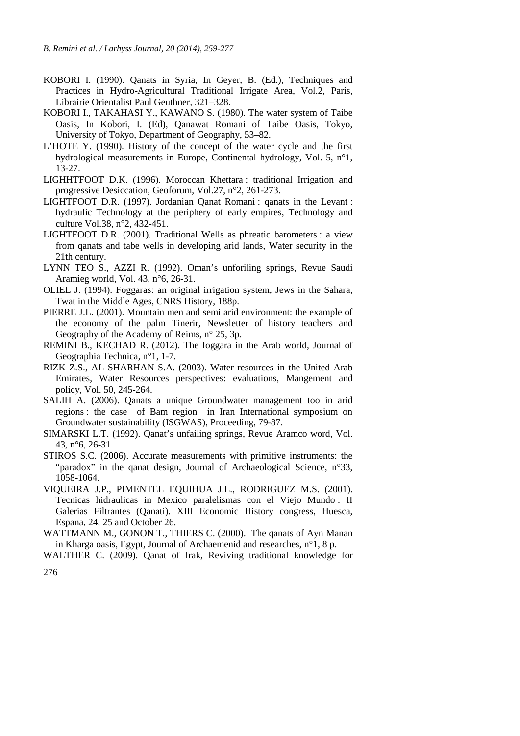KOBORI I. (1990). Qanats in Syria, In Geyer, B. (Ed.), Techniques and Practices in Hydro-Agricultural Traditional Irrigate Area, Vol.2, Paris, Librairie Orientalist Paul Geuthner, 321–328.

KOBORI I., TAKAHASI Y., KAWANO S. (1980). The water system of Taibe Oasis, In Kobori, I. (Ed), Qanawat Romani of Taibe Oasis, Tokyo, University of Tokyo, Department of Geography, 53–82.

L'HOTE Y. (1990). History of the concept of the water cycle and the first hydrological measurements in Europe, Continental hydrology, Vol. 5, n°1, 13-27.

LIGHHTFOOT D.K. (1996). Moroccan Khettara : traditional Irrigation and progressive Desiccation, Geoforum, Vol.27, n°2, 261-273.

LIGHTFOOT D.R. (1997). Jordanian Qanat Romani : qanats in the Levant : hydraulic Technology at the periphery of early empires, Technology and culture Vol.38, n°2, 432-451.

LIGHTFOOT D.R. (2001). Traditional Wells as phreatic barometers : a view from qanats and tabe wells in developing arid lands, Water security in the 21th century.

LYNN TEO S., AZZI R. (1992). Oman's unforiling springs, Revue Saudi Aramieg world, Vol. 43, n°6, 26-31.

OLIEL J. (1994). Foggaras: an original irrigation system, Jews in the Sahara, Twat in the Middle Ages, CNRS History, 188p.

PIERRE J.L. (2001). Mountain men and semi arid environment: the example of the economy of the palm Tinerir, Newsletter of history teachers and Geography of the Academy of Reims, n° 25, 3p.

REMINI B., KECHAD R. (2012). The foggara in the Arab world, Journal of Geographia Technica, n°1, 1-7.

RIZK Z.S., AL SHARHAN S.A. (2003). Water resources in the United Arab Emirates, Water Resources perspectives: evaluations, Mangement and policy, Vol. 50, 245-264.

SALIH A. (2006). Qanats a unique Groundwater management too in arid regions : the case of Bam region in Iran International symposium on Groundwater sustainability (ISGWAS), Proceeding, 79-87.

SIMARSKI L.T. (1992). Qanat's unfailing springs, Revue Aramco word, Vol. 43, n°6, 26-31

STIROS S.C. (2006). Accurate measurements with primitive instruments: the "paradox" in the qanat design, Journal of Archaeological Science, n°33, 1058-1064.

VIQUEIRA J.P., PIMENTEL EQUIHUA J.L., RODRIGUEZ M.S. (2001). Tecnicas hidraulicas in Mexico paralelismas con el Viejo Mundo : II Galerias Filtrantes (Qanati). XIII Economic History congress, Huesca, Espana, 24, 25 and October 26.

WATTMANN M., GONON T., THIERS C. (2000). The qanats of Ayn Manan in Kharga oasis, Egypt, Journal of Archaemenid and researches, n°1, 8 p.

WALTHER C. (2009). Qanat of Irak, Reviving traditional knowledge for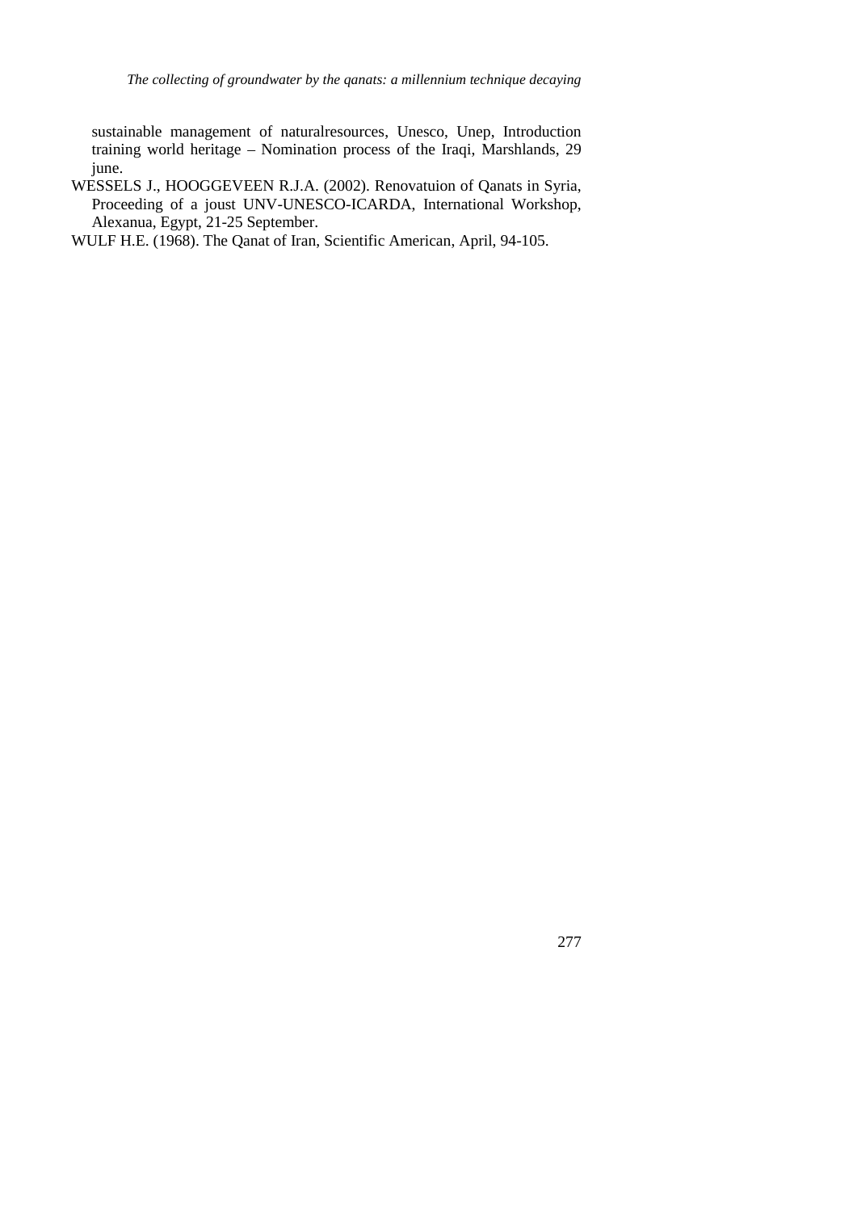sustainable management of naturalresources, Unesco, Unep, Introduction training world heritage – Nomination process of the Iraqi, Marshlands, 29 june.

WESSELS J., HOOGGEVEEN R.J.A. (2002). Renovatuion of Qanats in Syria, Proceeding of a joust UNV-UNESCO-ICARDA, International Workshop, Alexanua, Egypt, 21-25 September.

WULF H.E. (1968). The Qanat of Iran, Scientific American, April, 94-105.